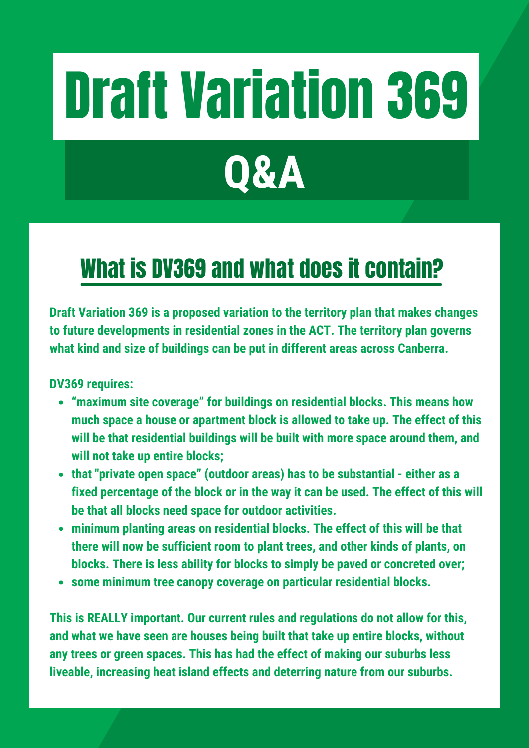# Draft Variation 369

# Q&A

## What is DV369 and what does it contain?

**Draft Variation 369 is a proposed variation to the territory plan that makes changes to future developments in residential zones in the ACT. The territory plan governs what kind and size of buildings can be put in different areas across Canberra.**

**DV369 requires:**

- **"maximum site coverage" for buildings on residential blocks. This means how much space a house or apartment block is allowed to take up. The effect of this will be that residential buildings will be built with more space around them, and will not take up entire blocks;**
- **that "private open space" (outdoor areas) has to be substantial - either as a fixed percentage of the block or in the way it can be used. The effect of this will be that all blocks need space for outdoor activities.**
- **minimum planting areas on residential blocks. The effect of this will be that there will now be sufficient room to plant trees, and other kinds of plants, on blocks. There is less ability for blocks to simply be paved or concreted over;**
- **some minimum tree canopy coverage on particular residential blocks.**

**This is REALLY important. Our current rules and regulations do not allow for this, and what we have seen are houses being built that take up entire blocks, without any trees or green spaces. This has had the effect of making our suburbs less liveable, increasing heat island effects and deterring nature from our suburbs.**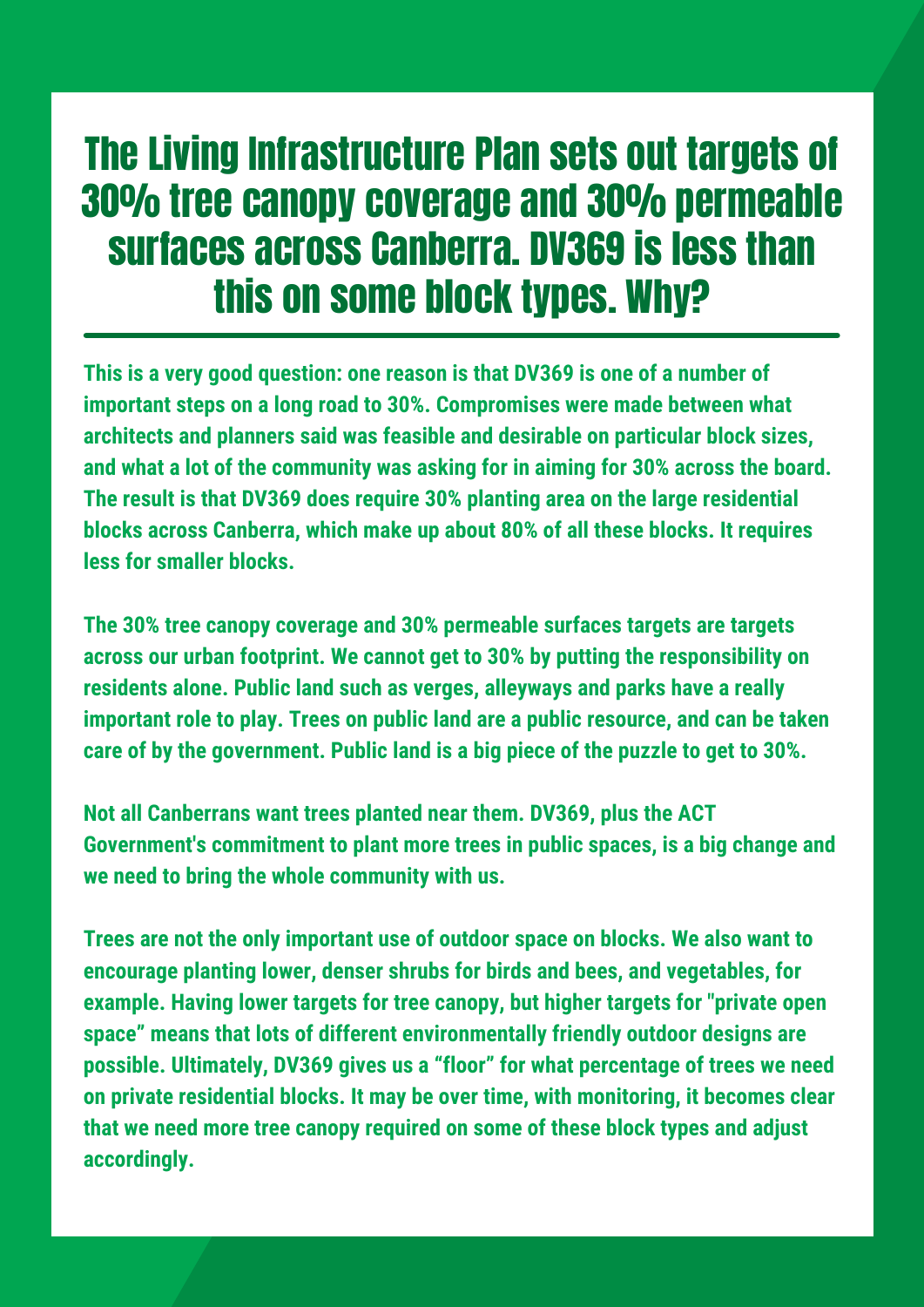# The Living Infrastructure Plan sets out targets of 30% tree canopy coverage and 30% permeable surfaces across Canberra. DV369 is less than this on some block types. Why?

**This is a very good question: one reason is that DV369 is one of a number of important steps on a long road to 30%. Compromises were made between what architects and planners said was feasible and desirable on particular block sizes, and what a lot of the community was asking for in aiming for 30% across the board. The result is that DV369 does require 30% planting area on the large residential blocks across Canberra, which make up about 80% of all these blocks. It requires less for smaller blocks.**

**The 30% tree canopy coverage and 30% permeable surfaces targets are targets across our urban footprint. We cannot get to 30% by putting the responsibility on residents alone. Public land such as verges, alleyways and parks have a really important role to play. Trees on public land are a public resource, and can be taken care of by the government. Public land is a big piece of the puzzle to get to 30%.**

**Not all Canberrans want trees planted near them. DV369, plus the ACT Government's commitment to plant more trees in public spaces, is a big change and we need to bring the whole community with us.**

**Trees are not the only important use of outdoor space on blocks. We also want to encourage planting lower, denser shrubs for birds and bees, and vegetables, for example. Having lower targets for tree canopy, but higher targets for "private open space" means that lots of different environmentally friendly outdoor designs are possible. Ultimately, DV369 gives us a "floor" for what percentage of trees we need on private residential blocks. It may be over time, with monitoring, it becomes clear that we need more tree canopy required on some of these block types and adjust accordingly.**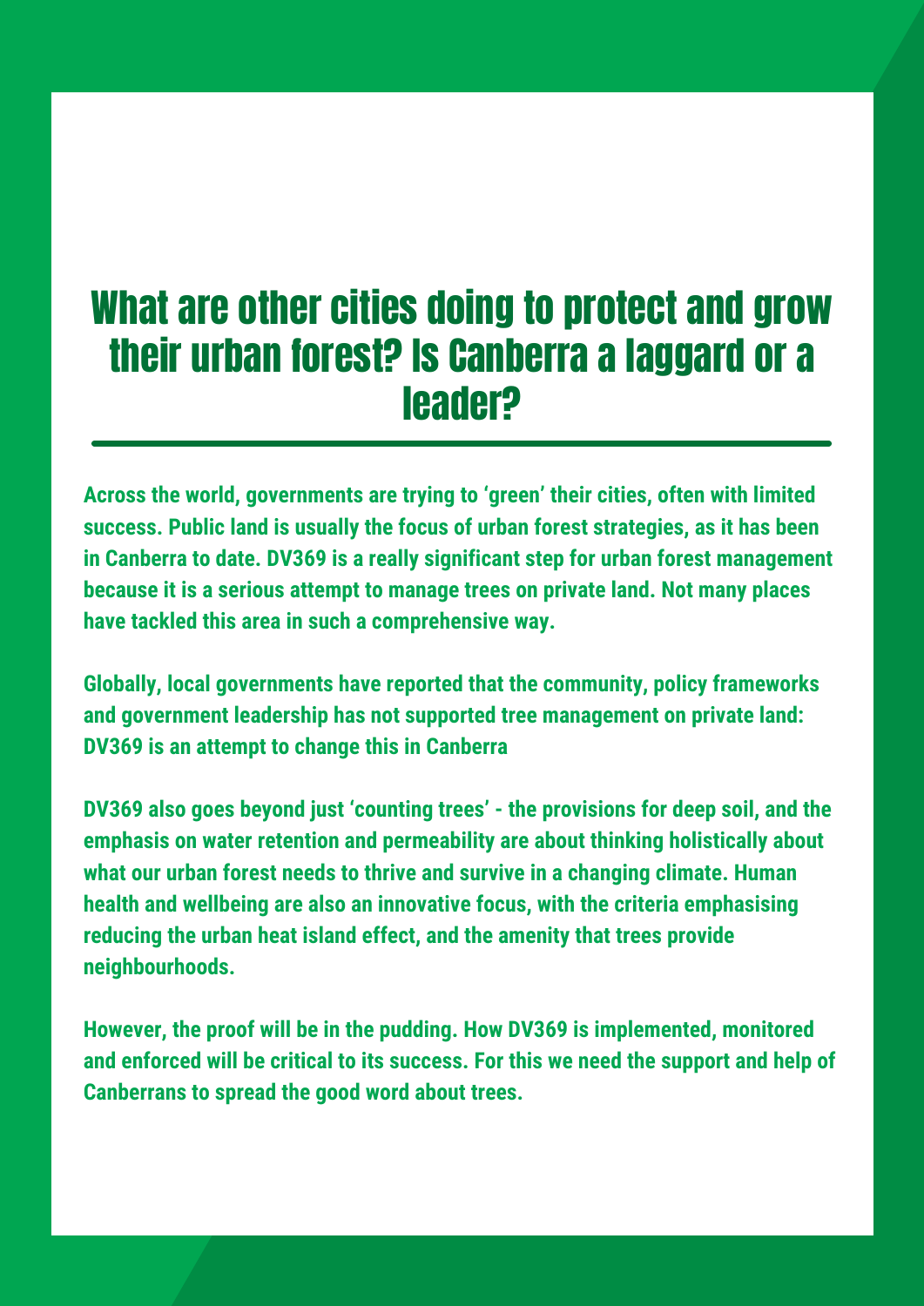# What are other cities doing to protect and grow their urban forest? Is Canberra a laggard or a leader?

**Across the world, governments are trying to 'green' their cities, often with limited success. Public land is usually the focus of urban forest strategies, as it has been in Canberra to date. DV369 is a really significant step for urban forest management because it is a serious attempt to manage trees on private land. Not many places have tackled this area in such a comprehensive way.**

**Globally, local governments have reported that the community, policy frameworks and government leadership has not supported tree management on private land: DV369 is an attempt to change this in Canberra**

**DV369 also goes beyond just 'counting trees' - the provisions for deep soil, and the emphasis on water retention and permeability are about thinking holistically about what our urban forest needs to thrive and survive in a changing climate. Human health and wellbeing are also an innovative focus, with the criteria emphasising reducing the urban heat island effect, and the amenity that trees provide neighbourhoods.**

**However, the proof will be in the pudding. How DV369 is implemented, monitored and enforced will be critical to its success. For this we need the support and help of Canberrans to spread the good word about trees.**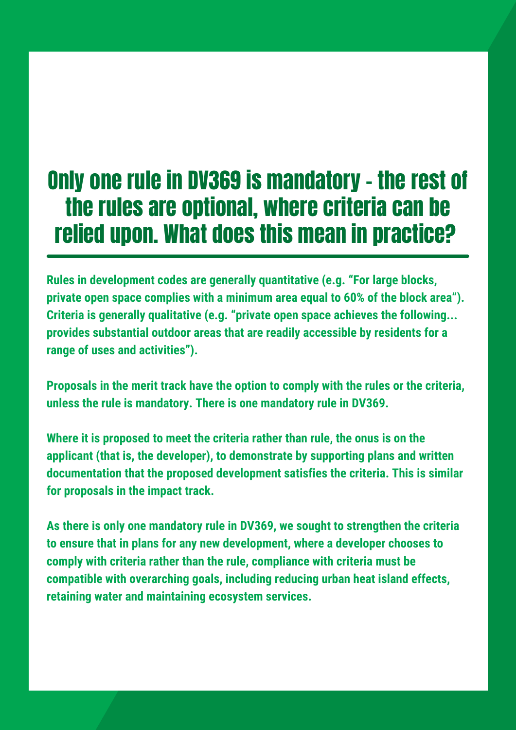# Only one rule in DV369 is mandatory - the rest of the rules are optional, where criteria can be relied upon. What does this mean in practice?

---

**Rules in development codes are generally quantitative (e.g. "For large blocks, private open space complies with a minimum area equal to 60% of the block area"). Criteria is generally qualitative (e.g. "private open space achieves the following... provides substantial outdoor areas that are readily accessible by residents for a range of uses and activities").**

**Proposals in the merit track have the option to comply with the rules or the criteria, unless the rule is mandatory. There is one mandatory rule in DV369.**

**Where it is proposed to meet the criteria rather than rule, the onus is on the applicant (that is, the developer), to demonstrate by supporting plans and written documentation that the proposed development satisfies the criteria. This is similar for proposals in the impact track.**

**As there is only one mandatory rule in DV369, we sought to strengthen the criteria to ensure that in plans for any new development, where a developer chooses to comply with criteria rather than the rule, compliance with criteria must be compatible with overarching goals, including reducing urban heat island effects, retaining water and maintaining ecosystem services.**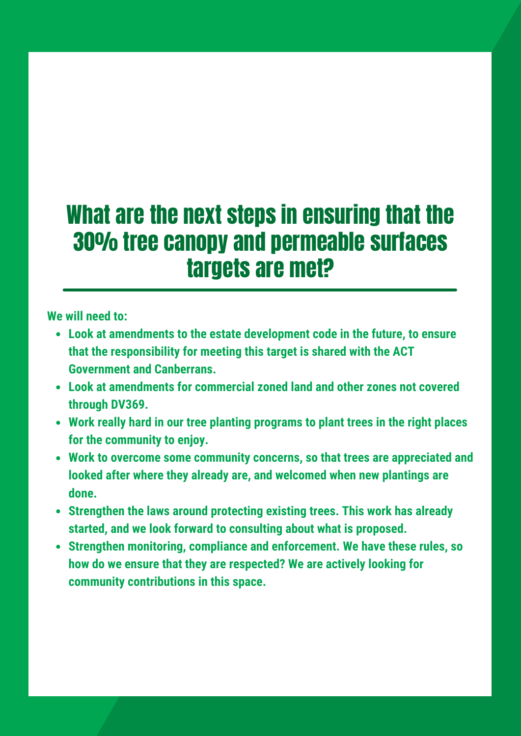# What are the next steps in ensuring that the 30% tree canopy and permeable surfaces targets are met?

**We will need to:**

- **Look at amendments to the estate development code in the future, to ensure that the responsibility for meeting this target is shared with the ACT Government and Canberrans.**
- **Look at amendments for commercial zoned land and other zones not covered through DV369.**
- **Work really hard in our tree planting programs to plant trees in the right places for the community to enjoy.**
- **Work to overcome some community concerns, so that trees are appreciated and looked after where they already are, and welcomed when new plantings are done.**
- **Strengthen the laws around protecting existing trees. This work has already started, and we look forward to consulting about what is proposed.**
- **Strengthen monitoring, compliance and enforcement. We have these rules, so how do we ensure that they are respected? We are actively looking for community contributions in this space.**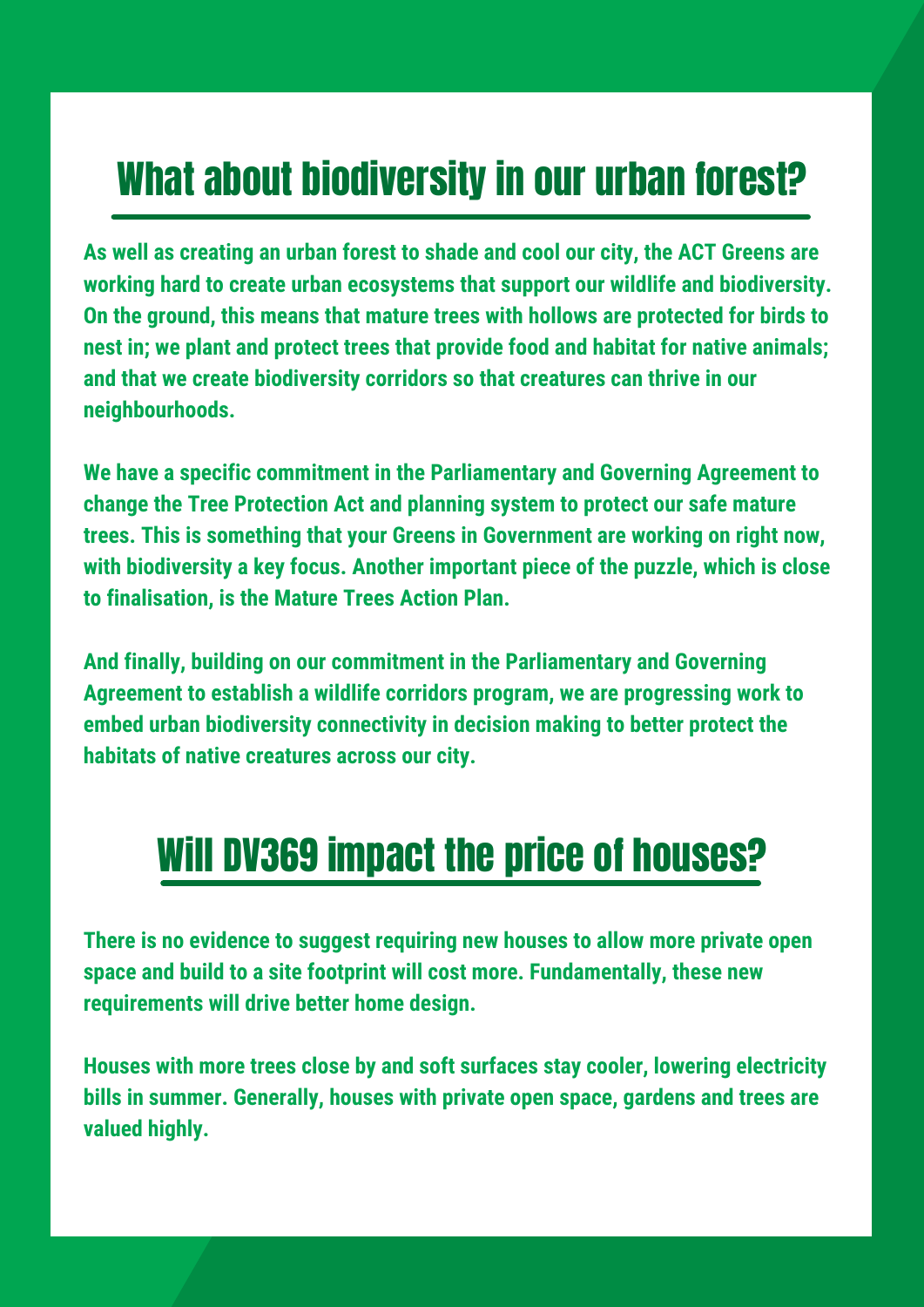## What about biodiversity in our urban forest?

**As well as creating an urban forest to shade and cool our city, the ACT Greens are working hard to create urban ecosystems that support our wildlife and biodiversity. On the ground, this means that mature trees with hollows are protected for birds to nest in; we plant and protect trees that provide food and habitat for native animals; and that we create biodiversity corridors so that creatures can thrive in our neighbourhoods.**

**We have a specific commitment in the Parliamentary and Governing Agreement to change the Tree Protection Act and planning system to protect our safe mature trees. This is something that your Greens in Government are working on right now, with biodiversity a key focus. Another important piece of the puzzle, which is close to finalisation, is the Mature Trees Action Plan.**

**And finally, building on our commitment in the Parliamentary and Governing Agreement to establish a wildlife corridors program, we are progressing work to embed urban biodiversity connectivity in decision making to better protect the habitats of native creatures across our city.**

## Will DV369 impact the price of houses?

**There is no evidence to suggest requiring new houses to allow more private open space and build to a site footprint will cost more. Fundamentally, these new requirements will drive better home design.**

**Houses with more trees close by and soft surfaces stay cooler, lowering electricity bills in summer. Generally, houses with private open space, gardens and trees are valued highly.**